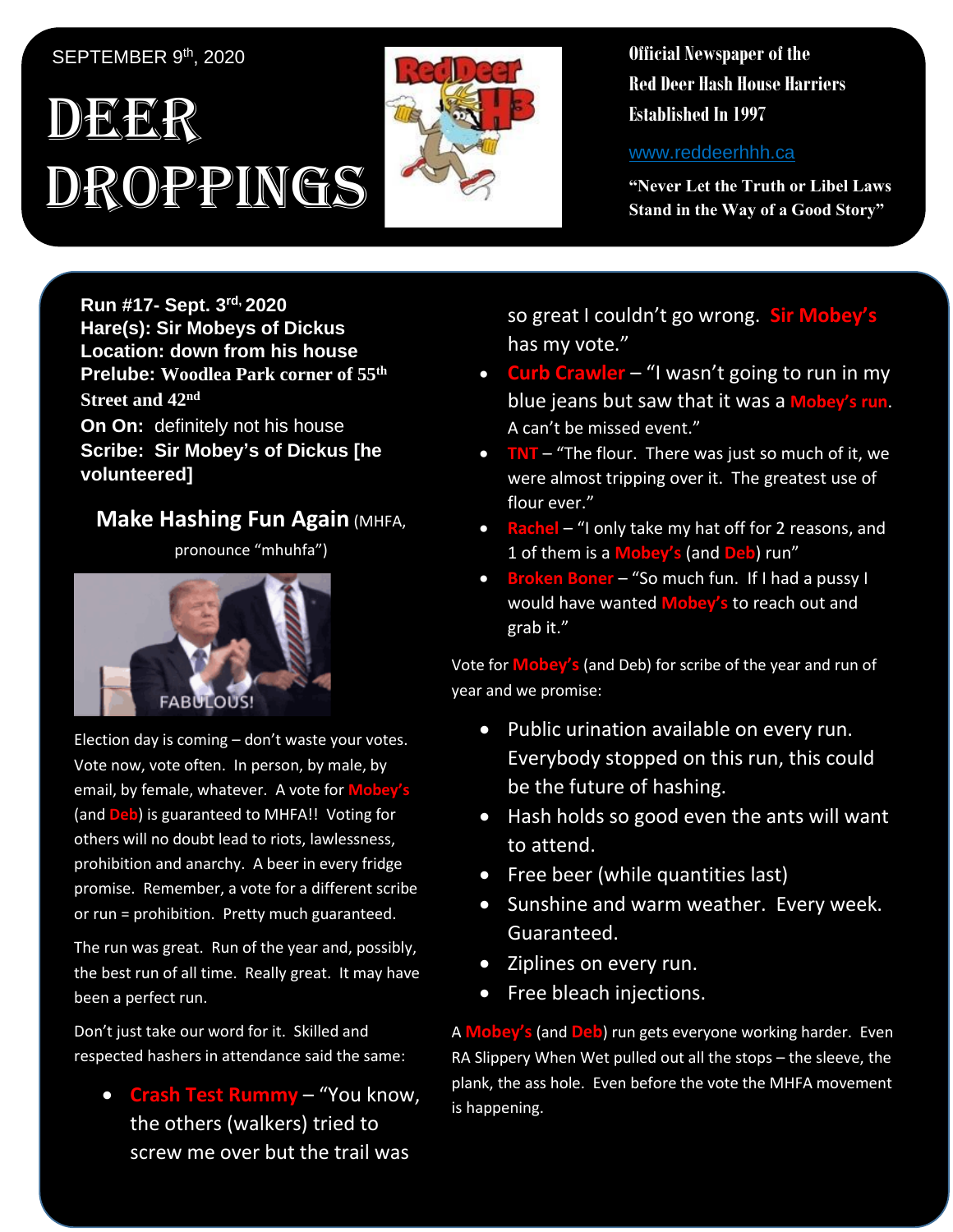SEPTEMBER 9th, 2020

# DEER DROPPINGS

**Official Newspaper of the Red Deer Hash House Harriers**
**Established In 1997**

www.reddeerhhh.ca

**"Never Let the Truth or Libel Laws Stand in the Way of a Good Story"**

**Run #17- Sept. 3rd, 2020**
**Hare(s): Sir Mobeys of Dickus**
**Location: down from his house**
**Prelube: Woodlea Park corner of 55th Street and 42nd**
**On On:** definitely not his house
**Scribe: Sir Mobey's of Dickus [he volunteered]**

## Make Hashing Fun Again (MHFA, pronounce "mhuhfa")

FABULOUS!

Election day is coming – don't waste your votes. Vote now, vote often. In person, by male, by email, by female, whatever. A vote for **Mobey's** (and **Deb**) is guaranteed to MHFA!! Voting for others will no doubt lead to riots, lawlessness, prohibition and anarchy. A beer in every fridge promise. Remember, a vote for a different scribe or run = prohibition. Pretty much guaranteed.

The run was great. Run of the year and, possibly, the best run of all time. Really great. It may have been a perfect run.

Don't just take our word for it. Skilled and respected hashers in attendance said the same:

- **Crash Test Rummy** – "You know, the others (walkers) tried to screw me over but the trail was so great I couldn't go wrong. **Sir Mobey's** has my vote."
- **Curb Crawler** – "I wasn't going to run in my blue jeans but saw that it was a **Mobey's run**. A can't be missed event."
- **TNT** – "The flour. There was just so much of it, we were almost tripping over it. The greatest use of flour ever."
- **Rachel** – "I only take my hat off for 2 reasons, and 1 of them is a **Mobey's** (and **Deb**) run"
- **Broken Boner** – "So much fun. If I had a pussy I would have wanted **Mobey's** to reach out and grab it."

Vote for **Mobey's** (and Deb) for scribe of the year and run of year and we promise:

- Public urination available on every run. Everybody stopped on this run, this could be the future of hashing.
- Hash holds so good even the ants will want to attend.
- Free beer (while quantities last)
- Sunshine and warm weather. Every week. Guaranteed.
- Ziplines on every run.
- Free bleach injections.

A **Mobey's** (and **Deb**) run gets everyone working harder. Even RA Slippery When Wet pulled out all the stops – the sleeve, the plank, the ass hole. Even before the vote the MHFA movement is happening.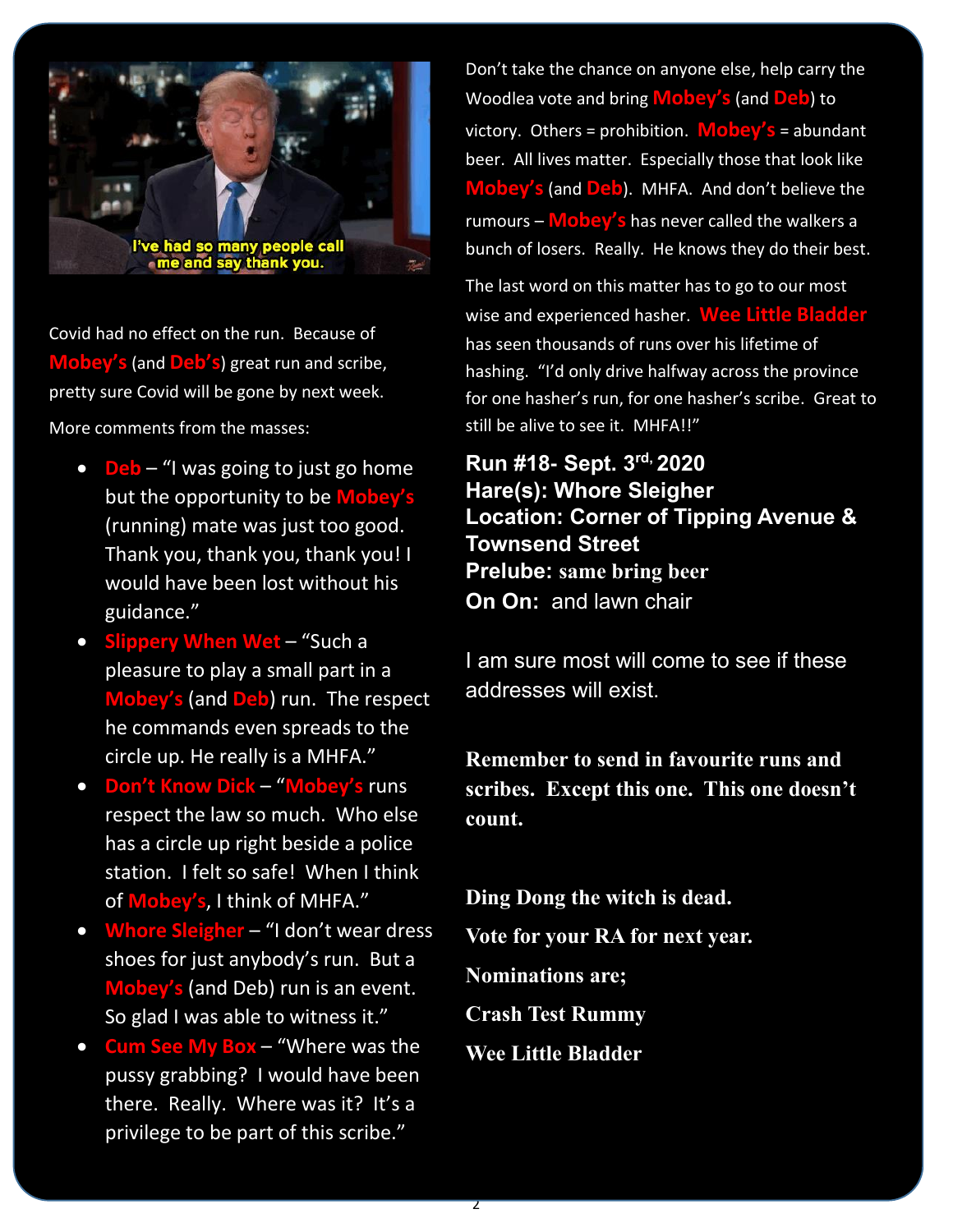Covid had no effect on the run. Because of **Mobey's** (and **Deb's**) great run and scribe, pretty sure Covid will be gone by next week.

More comments from the masses:

- **Deb** – "I was going to just go home but the opportunity to be **Mobey's** (running) mate was just too good. Thank you, thank you, thank you! I would have been lost without his guidance."
- **Slippery When Wet** – "Such a pleasure to play a small part in a **Mobey's** (and **Deb**) run. The respect he commands even spreads to the circle up. He really is a MHFA."
- **Don't Know Dick** – "**Mobey's** runs respect the law so much. Who else has a circle up right beside a police station. I felt so safe! When I think of **Mobey's**, I think of MHFA."
- **Whore Sleigher** – "I don't wear dress shoes for just anybody's run. But a **Mobey's** (and Deb) run is an event. So glad I was able to witness it."
- **Cum See My Box** – "Where was the pussy grabbing? I would have been there. Really. Where was it? It's a privilege to be part of this scribe."

Don't take the chance on anyone else, help carry the Woodlea vote and bring **Mobey's** (and **Deb**) to victory. Others = prohibition. **Mobey's** = abundant beer. All lives matter. Especially those that look like **Mobey's** (and **Deb**). MHFA. And don't believe the rumours – **Mobey's** has never called the walkers a bunch of losers. Really. He knows they do their best.

The last word on this matter has to go to our most wise and experienced hasher. **Wee Little Bladder** has seen thousands of runs over his lifetime of hashing. "I'd only drive halfway across the province for one hasher's run, for one hasher's scribe. Great to still be alive to see it. MHFA!!"

**Run #18- Sept. 3rd, 2020**
**Hare(s): Whore Sleigher**
**Location: Corner of Tipping Avenue & Townsend Street**
**Prelube: same bring beer**
**On On:** and lawn chair

I am sure most will come to see if these addresses will exist.

**Remember to send in favourite runs and scribes. Except this one. This one doesn't count.**

**Ding Dong the witch is dead.**

**Vote for your RA for next year.**

**Nominations are;**

**Crash Test Rummy**

**Wee Little Bladder**